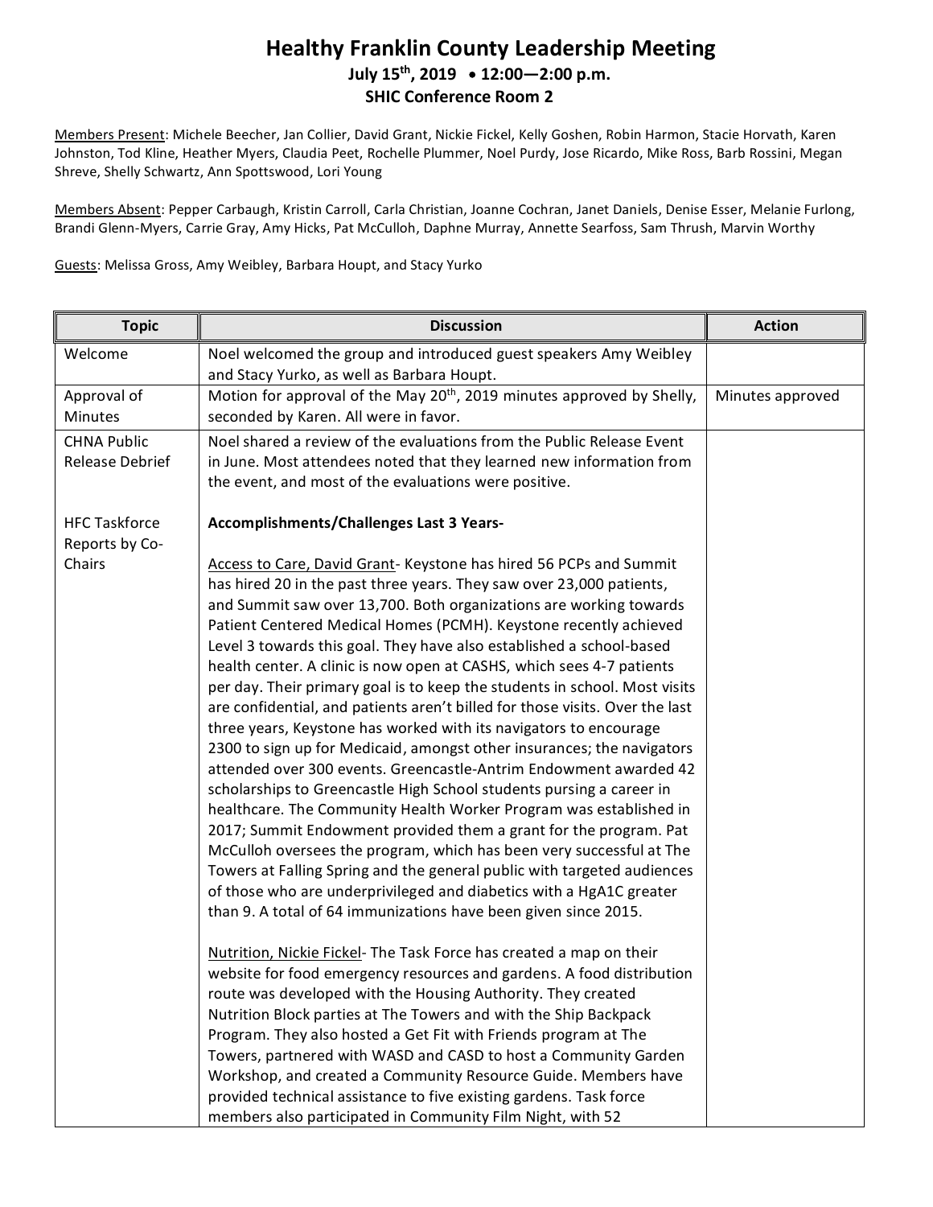# Healthy Franklin County Leadership Meeting

**July 15th, 2019 • 12:00—2:00 p.m.**

**SHIC Conference Room 2**

Members Present: Michele Beecher, Jan Collier, David Grant, Nickie Fickel, Kelly Goshen, Robin Harmon, Stacie Horvath, Karen Johnston, Tod Kline, Heather Myers, Claudia Peet, Rochelle Plummer, Noel Purdy, Jose Ricardo, Mike Ross, Barb Rossini, Megan Shreve, Shelly Schwartz, Ann Spottswood, Lori Young

Members Absent: Pepper Carbaugh, Kristin Carroll, Carla Christian, Joanne Cochran, Janet Daniels, Denise Esser, Melanie Furlong, Brandi Glenn-Myers, Carrie Gray, Amy Hicks, Pat McCulloh, Daphne Murray, Annette Searfoss, Sam Thrush, Marvin Worthy

Guests: Melissa Gross, Amy Weibley, Barbara Houpt, and Stacy Yurko

| Topic | Discussion | Action |
| --- | --- | --- |
| Welcome | Noel welcomed the group and introduced guest speakers Amy Weibley and Stacy Yurko, as well as Barbara Houpt. | |
| Approval of Minutes | Motion for approval of the May 20th, 2019 minutes approved by Shelly, seconded by Karen. All were in favor. | Minutes approved |
| CHNA Public Release Debrief | Noel shared a review of the evaluations from the Public Release Event in June. Most attendees noted that they learned new information from the event, and most of the evaluations were positive. | |
| HFC Taskforce Reports by Co-Chairs | **Accomplishments/Challenges Last 3 Years-**<br><br>Access to Care, David Grant- Keystone has hired 56 PCPs and Summit has hired 20 in the past three years. They saw over 23,000 patients, and Summit saw over 13,700. Both organizations are working towards Patient Centered Medical Homes (PCMH). Keystone recently achieved Level 3 towards this goal. They have also established a school-based health center. A clinic is now open at CASHS, which sees 4-7 patients per day. Their primary goal is to keep the students in school. Most visits are confidential, and patients aren't billed for those visits. Over the last three years, Keystone has worked with its navigators to encourage 2300 to sign up for Medicaid, amongst other insurances; the navigators attended over 300 events. Greencastle-Antrim Endowment awarded 42 scholarships to Greencastle High School students pursing a career in healthcare. The Community Health Worker Program was established in 2017; Summit Endowment provided them a grant for the program. Pat McCulloh oversees the program, which has been very successful at The Towers at Falling Spring and the general public with targeted audiences of those who are underprivileged and diabetics with a HgA1C greater than 9. A total of 64 immunizations have been given since 2015.<br><br>Nutrition, Nickie Fickel- The Task Force has created a map on their website for food emergency resources and gardens. A food distribution route was developed with the Housing Authority. They created Nutrition Block parties at The Towers and with the Ship Backpack Program. They also hosted a Get Fit with Friends program at The Towers, partnered with WASD and CASD to host a Community Garden Workshop, and created a Community Resource Guide. Members have provided technical assistance to five existing gardens. Task force members also participated in Community Film Night, with 52 | |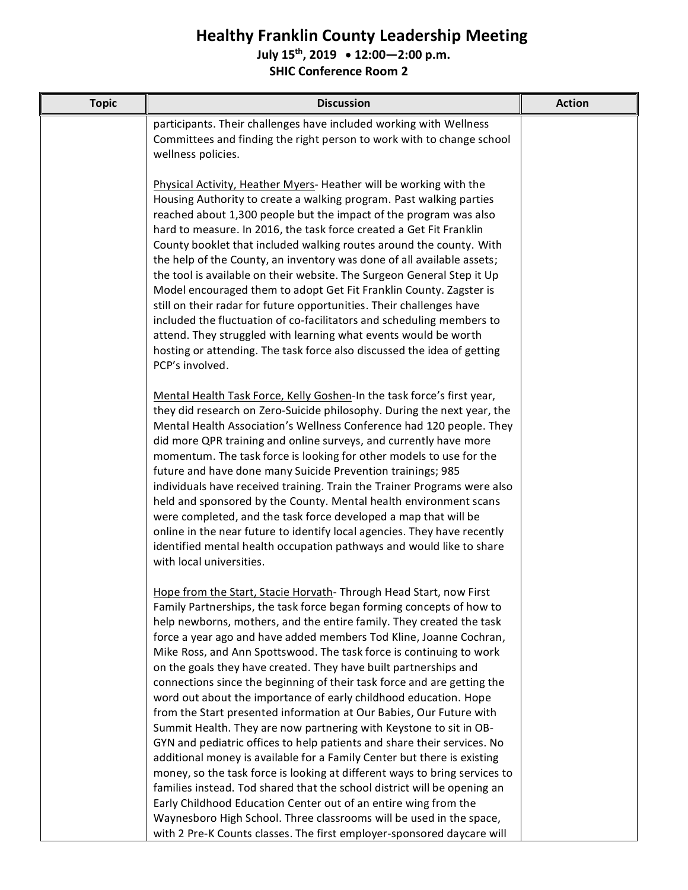# Healthy Franklin County Leadership Meeting

**July 15th, 2019 • 12:00—2:00 p.m.**

**SHIC Conference Room 2**

| Topic | Discussion | Action |
|---|---|---|
| | participants. Their challenges have included working with Wellness Committees and finding the right person to work with to change school wellness policies.<br><br>Physical Activity, Heather Myers- Heather will be working with the Housing Authority to create a walking program. Past walking parties reached about 1,300 people but the impact of the program was also hard to measure. In 2016, the task force created a Get Fit Franklin County booklet that included walking routes around the county. With the help of the County, an inventory was done of all available assets; the tool is available on their website. The Surgeon General Step it Up Model encouraged them to adopt Get Fit Franklin County. Zagster is still on their radar for future opportunities. Their challenges have included the fluctuation of co-facilitators and scheduling members to attend. They struggled with learning what events would be worth hosting or attending. The task force also discussed the idea of getting PCP's involved.<br><br>Mental Health Task Force, Kelly Goshen-In the task force's first year, they did research on Zero-Suicide philosophy. During the next year, the Mental Health Association's Wellness Conference had 120 people. They did more QPR training and online surveys, and currently have more momentum. The task force is looking for other models to use for the future and have done many Suicide Prevention trainings; 985 individuals have received training. Train the Trainer Programs were also held and sponsored by the County. Mental health environment scans were completed, and the task force developed a map that will be online in the near future to identify local agencies. They have recently identified mental health occupation pathways and would like to share with local universities.<br><br>Hope from the Start, Stacie Horvath- Through Head Start, now First Family Partnerships, the task force began forming concepts of how to help newborns, mothers, and the entire family. They created the task force a year ago and have added members Tod Kline, Joanne Cochran, Mike Ross, and Ann Spottswood. The task force is continuing to work on the goals they have created. They have built partnerships and connections since the beginning of their task force and are getting the word out about the importance of early childhood education. Hope from the Start presented information at Our Babies, Our Future with Summit Health. They are now partnering with Keystone to sit in OB-GYN and pediatric offices to help patients and share their services. No additional money is available for a Family Center but there is existing money, so the task force is looking at different ways to bring services to families instead. Tod shared that the school district will be opening an Early Childhood Education Center out of an entire wing from the Waynesboro High School. Three classrooms will be used in the space, with 2 Pre-K Counts classes. The first employer-sponsored daycare will | |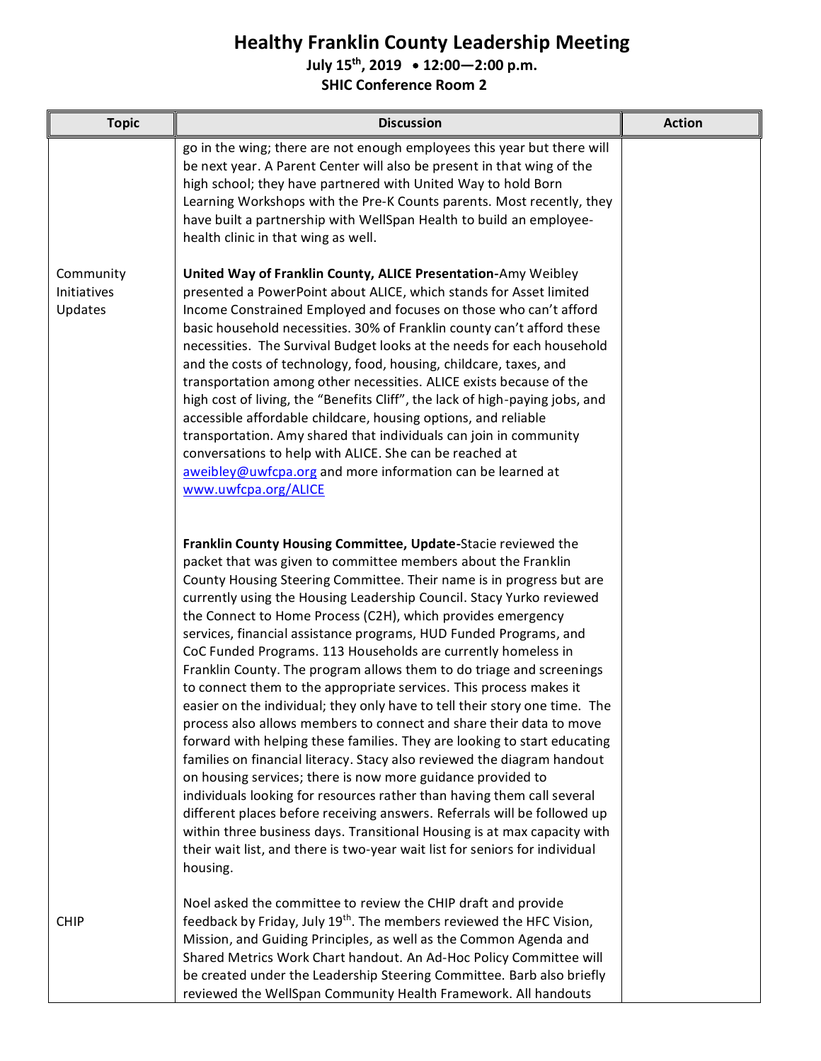# Healthy Franklin County Leadership Meeting

**July 15th, 2019 • 12:00—2:00 p.m.**

**SHIC Conference Room 2**

| Topic | Discussion | Action |
|---|---|---|
| | go in the wing; there are not enough employees this year but there will be next year. A Parent Center will also be present in that wing of the high school; they have partnered with United Way to hold Born Learning Workshops with the Pre-K Counts parents. Most recently, they have built a partnership with WellSpan Health to build an employee-health clinic in that wing as well. | |
| Community Initiatives Updates | **United Way of Franklin County, ALICE Presentation-**Amy Weibley presented a PowerPoint about ALICE, which stands for Asset limited Income Constrained Employed and focuses on those who can't afford basic household necessities. 30% of Franklin county can't afford these necessities. The Survival Budget looks at the needs for each household and the costs of technology, food, housing, childcare, taxes, and transportation among other necessities. ALICE exists because of the high cost of living, the "Benefits Cliff", the lack of high-paying jobs, and accessible affordable childcare, housing options, and reliable transportation. Amy shared that individuals can join in community conversations to help with ALICE. She can be reached at aweibley@uwfcpa.org and more information can be learned at www.uwfcpa.org/ALICE<br><br>**Franklin County Housing Committee, Update-**Stacie reviewed the packet that was given to committee members about the Franklin County Housing Steering Committee. Their name is in progress but are currently using the Housing Leadership Council. Stacy Yurko reviewed the Connect to Home Process (C2H), which provides emergency services, financial assistance programs, HUD Funded Programs, and CoC Funded Programs. 113 Households are currently homeless in Franklin County. The program allows them to do triage and screenings to connect them to the appropriate services. This process makes it easier on the individual; they only have to tell their story one time. The process also allows members to connect and share their data to move forward with helping these families. They are looking to start educating families on financial literacy. Stacy also reviewed the diagram handout on housing services; there is now more guidance provided to individuals looking for resources rather than having them call several different places before receiving answers. Referrals will be followed up within three business days. Transitional Housing is at max capacity with their wait list, and there is two-year wait list for seniors for individual housing. | |
| CHIP | Noel asked the committee to review the CHIP draft and provide feedback by Friday, July 19th. The members reviewed the HFC Vision, Mission, and Guiding Principles, as well as the Common Agenda and Shared Metrics Work Chart handout. An Ad-Hoc Policy Committee will be created under the Leadership Steering Committee. Barb also briefly reviewed the WellSpan Community Health Framework. All handouts | |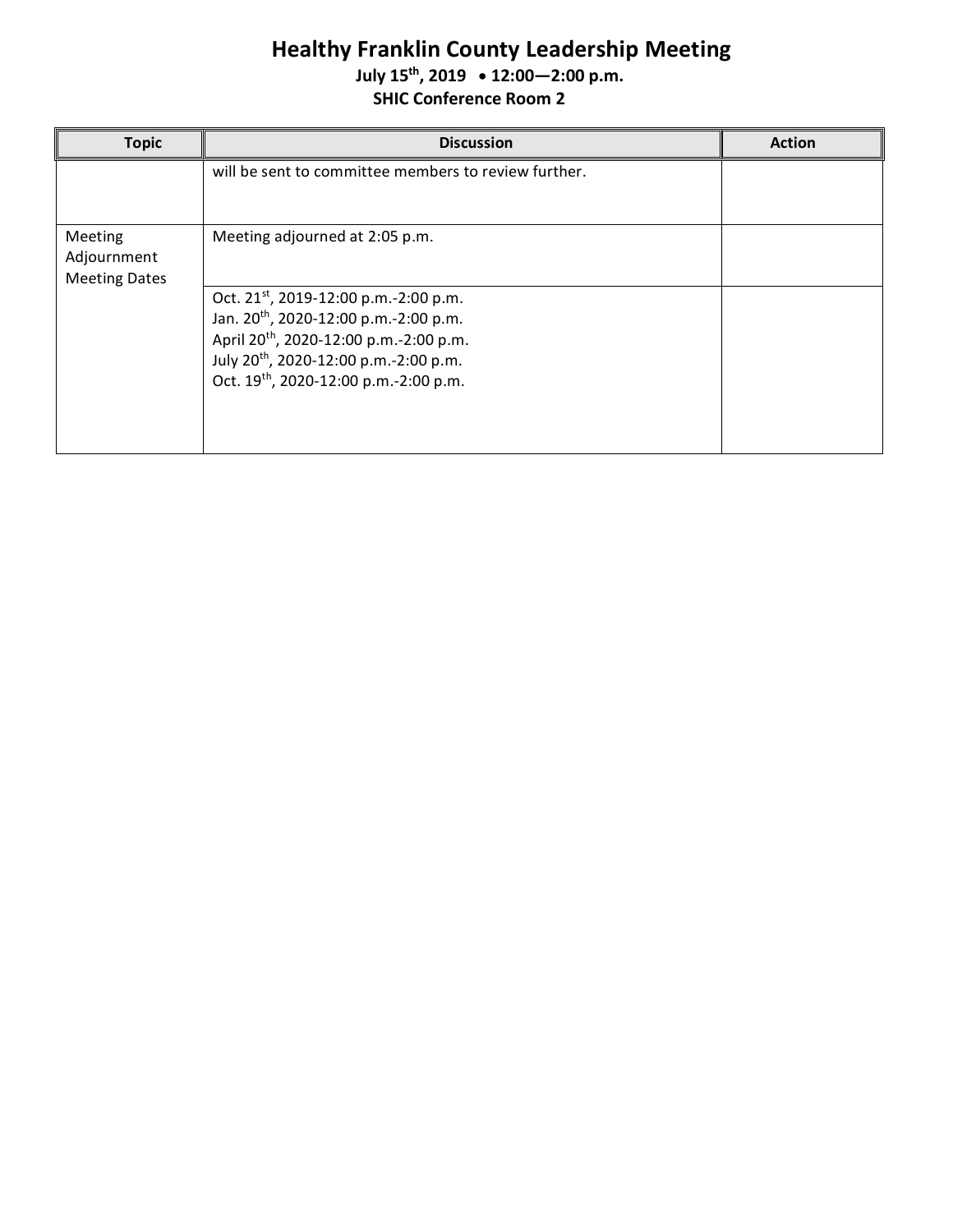# Healthy Franklin County Leadership Meeting

**July 15th, 2019 • 12:00—2:00 p.m.**

**SHIC Conference Room 2**

| Topic | Discussion | Action |
|---|---|---|
| | will be sent to committee members to review further. | |
| Meeting Adjournment Meeting Dates | Meeting adjourned at 2:05 p.m. | |
| | Oct. 21st, 2019-12:00 p.m.-2:00 p.m.<br>Jan. 20th, 2020-12:00 p.m.-2:00 p.m.<br>April 20th, 2020-12:00 p.m.-2:00 p.m.<br>July 20th, 2020-12:00 p.m.-2:00 p.m.<br>Oct. 19th, 2020-12:00 p.m.-2:00 p.m. | |